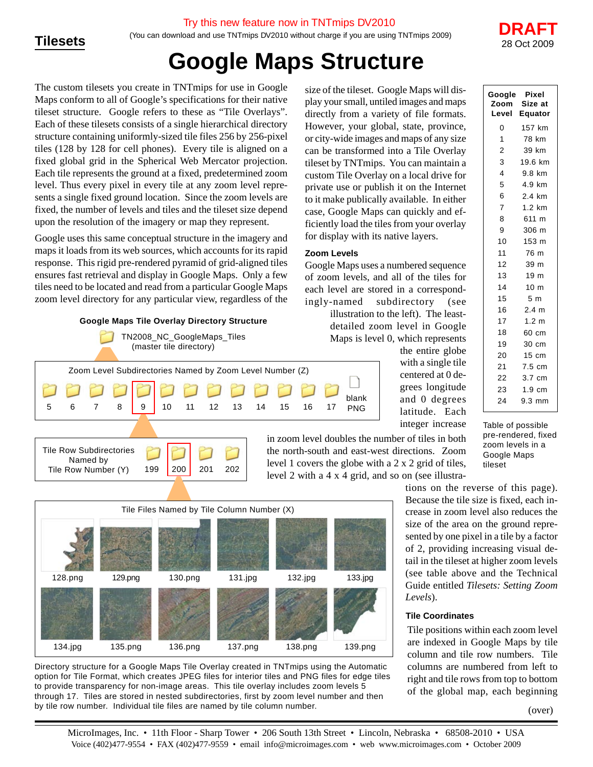Try this new feature now in TNTmips DV2010

(You can download and use TNTmips DV2010 without charge if you are using TNTmips 2009)

**Tilesets**

**DRAFT** 28 Oct 2009

# Google Maps Structure

The custom tilesets you create in TNTmips for use in Google Maps conform to all of Google's specifications for their native tileset structure. Google refers to these as "Tile Overlays". Each of these tilesets consists of a single hierarchical directory structure containing uniformly-sized tile files 256 by 256-pixel tiles (128 by 128 for cell phones). Every tile is aligned on a fixed global grid in the Spherical Web Mercator projection. Each tile represents the ground at a fixed, predetermined zoom level. Thus every pixel in every tile at any zoom level represents a single fixed ground location. Since the zoom levels are fixed, the number of levels and tiles and the tileset size depend upon the resolution of the imagery or map they represent.

Google uses this same conceptual structure in the imagery and maps it loads from its web sources, which accounts for its rapid response. This rigid pre-rendered pyramid of grid-aligned tiles ensures fast retrieval and display in Google Maps. Only a few tiles need to be located and read from a particular Google Maps zoom level directory for any particular view, regardless of the size of the tileset. Google Maps will display your small, untiled images and maps directly from a variety of file formats. However, your global, state, province, or city-wide images and maps of any size can be transformed into a Tile Overlay tileset by TNTmips. You can maintain a custom Tile Overlay on a local drive for private use or publish it on the Internet to it make publically available. In either case, Google Maps can quickly and efficiently load the tiles from your overlay for display with its native layers.

### Zoom Levels

Google Maps uses a numbered sequence of zoom levels, and all of the tiles for each level are stored in a correspondingly-named subdirectory (see illustration to the left). The least-detailed zoom level in Google Maps is level 0, which represents the entire globe with a single tile centered at 0 degrees longitude and 0 degrees latitude. Each integer increase in zoom level doubles the number of tiles in both the north-south and east-west directions. Zoom level 1 covers the globe with a 2 x 2 grid of tiles, level 2 with a 4 x 4 grid, and so on (see illustrations on the reverse of this page). Because the tile size is fixed, each increase in zoom level also reduces the size of the area on the ground represented by one pixel in a tile by a factor of 2, providing increasing visual detail in the tileset at higher zoom levels (see table above and the Technical Guide entitled *Tilesets: Setting Zoom Levels*).

| Google Zoom Level | Pixel Size at Equator |
|---|---|
| 0 | 157 km |
| 1 | 78 km |
| 2 | 39 km |
| 3 | 19.6 km |
| 4 | 9.8 km |
| 5 | 4.9 km |
| 6 | 2.4 km |
| 7 | 1.2 km |
| 8 | 611 m |
| 9 | 306 m |
| 10 | 153 m |
| 11 | 76 m |
| 12 | 39 m |
| 13 | 19 m |
| 14 | 10 m |
| 15 | 5 m |
| 16 | 2.4 m |
| 17 | 1.2 m |
| 18 | 60 cm |
| 19 | 30 cm |
| 20 | 15 cm |
| 21 | 7.5 cm |
| 22 | 3.7 cm |
| 23 | 1.9 cm |
| 24 | 9.3 mm |

Table of possible pre-rendered, fixed zoom levels in a Google Maps tileset

**Google Maps Tile Overlay Directory Structure**

TN2008_NC_GoogleMaps_Tiles (master tile directory)

Zoom Level Subdirectories Named by Zoom Level Number (Z): 5, 6, 7, 8, 9, 10, 11, 12, 13, 14, 15, 16, 17, blank PNG

Tile Row Subdirectories Named by Tile Row Number (Y): 199, 200, 201, 202

Tile Files Named by Tile Column Number (X): 128.png, 129.png, 130.png, 131.jpg, 132.jpg, 133.jpg, 134.jpg, 135.png, 136.png, 137.png, 138.png, 139.png

Directory structure for a Google Maps Tile Overlay created in TNTmips using the Automatic option for Tile Format, which creates JPEG files for interior tiles and PNG files for edge tiles to provide transparency for non-image areas. This tile overlay includes zoom levels 5 through 17. Tiles are stored in nested subdirectories, first by zoom level number and then by tile row number. Individual tile files are named by tile column number.

### Tile Coordinates

Tile positions within each zoom level are indexed in Google Maps by tile column and tile row numbers. Tile columns are numbered from left to right and tile rows from top to bottom of the global map, each beginning

(over)

MicroImages, Inc. • 11th Floor - Sharp Tower • 206 South 13th Street • Lincoln, Nebraska • 68508-2010 • USA
Voice (402)477-9554 • FAX (402)477-9559 • email info@microimages.com • web www.microimages.com • October 2009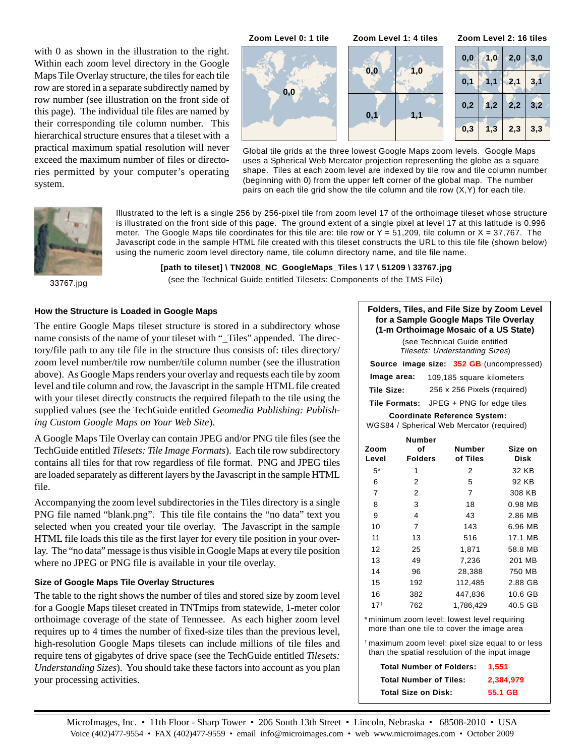with 0 as shown in the illustration to the right. Within each zoom level directory in the Google Maps Tile Overlay structure, the tiles for each tile row are stored in a separate subdirectly named by row number (see illustration on the front side of this page). The individual tile files are named by their corresponding tile column number. This hierarchical structure ensures that a tileset with a practical maximum spatial resolution will never exceed the maximum number of files or directories permitted by your computer's operating system.

Zoom Level 0: 1 tile

0,0

Zoom Level 1: 4 tiles

0,0 1,0
0,1 1,1

Zoom Level 2: 16 tiles

0,0 1,0 2,0 3,0
0,1 1,1 2,1 3,1
0,2 1,2 2,2 3,2
0,3 1,3 2,3 3,3

Global tile grids at the three lowest Google Maps zoom levels. Google Maps uses a Spherical Web Mercator projection representing the globe as a square shape. Tiles at each zoom level are indexed by tile row and tile column number (beginning with 0) from the upper left corner of the global map. The number pairs on each tile grid show the tile column and tile row (X,Y) for each tile.

33767.jpg

Illustrated to the left is a single 256 by 256-pixel tile from zoom level 17 of the orthoimage tileset whose structure is illustrated on the front side of this page. The ground extent of a single pixel at level 17 at this latitude is 0.996 meter. The Google Maps tile coordinates for this tile are: tile row or Y = 51,209, tile column or X = 37,767. The Javascript code in the sample HTML file created with this tileset constructs the URL to this tile file (shown below) using the numeric zoom level directory name, tile column directory name, and tile file name.

**[path to tileset] \ TN2008_NC_GoogleMaps_Tiles \ 17 \ 51209 \ 33767.jpg**

(see the Technical Guide entitled Tilesets: Components of the TMS File)

### How the Structure is Loaded in Google Maps

The entire Google Maps tileset structure is stored in a subdirectory whose name consists of the name of your tileset with "_Tiles" appended. The directory/file path to any tile file in the structure thus consists of: tiles directory/ zoom level number/tile row number/tile column number (see the illustration above). As Google Maps renders your overlay and requests each tile by zoom level and tile column and row, the Javascript in the sample HTML file created with your tileset directly constructs the required filepath to the tile using the supplied values (see the TechGuide entitled *Geomedia Publishing: Publishing Custom Google Maps on Your Web Site*).

A Google Maps Tile Overlay can contain JPEG and/or PNG tile files (see the TechGuide entitled *Tilesets: Tile Image Formats*). Each tile row subdirectory contains all tiles for that row regardless of file format. PNG and JPEG tiles are loaded separately as different layers by the Javascript in the sample HTML file.

Accompanying the zoom level subdirectories in the Tiles directory is a single PNG file named "blank.png". This tile file contains the "no data" text you selected when you created your tile overlay. The Javascript in the sample HTML file loads this tile as the first layer for every tile position in your overlay. The "no data" message is thus visible in Google Maps at every tile position where no JPEG or PNG file is available in your tile overlay.

### Size of Google Maps Tile Overlay Structures

The table to the right shows the number of tiles and stored size by zoom level for a Google Maps tileset created in TNTmips from statewide, 1-meter color orthoimage coverage of the state of Tennessee. As each higher zoom level requires up to 4 times the number of fixed-size tiles than the previous level, high-resolution Google Maps tilesets can include millions of tile files and require tens of gigabytes of drive space (see the TechGuide entitled *Tilesets: Understanding Sizes*). You should take these factors into account as you plan your processing activities.

**Folders, Tiles, and File Size by Zoom Level for a Sample Google Maps Tile Overlay (1-m Orthoimage Mosaic of a US State)**

(see Technical Guide entitled *Tilesets: Understanding Sizes*)

**Source image size:** **352 GB** (uncompressed)
**Image area:** 109,185 square kilometers
**Tile Size:** 256 x 256 Pixels (required)
**Tile Formats:** JPEG + PNG for edge tiles
**Coordinate Reference System:** WGS84 / Spherical Web Mercator (required)

| Zoom Level | Number of Folders | Number of Tiles | Size on Disk |
|---|---|---|---|
| 5* | 1 | 2 | 32 KB |
| 6 | 2 | 5 | 92 KB |
| 7 | 2 | 7 | 308 KB |
| 8 | 3 | 18 | 0.98 MB |
| 9 | 4 | 43 | 2.86 MB |
| 10 | 7 | 143 | 6.96 MB |
| 11 | 13 | 516 | 17.1 MB |
| 12 | 25 | 1,871 | 58.8 MB |
| 13 | 49 | 7,236 | 201 MB |
| 14 | 96 | 28,388 | 750 MB |
| 15 | 192 | 112,485 | 2.88 GB |
| 16 | 382 | 447,836 | 10.6 GB |
| 17† | 762 | 1,786,429 | 40.5 GB |

*minimum zoom level: lowest level requiring more than one tile to cover the image area

† maximum zoom level: pixel size equal to or less than the spatial resolution of the input image

**Total Number of Folders:** **1,551**
**Total Number of Tiles:** **2,384,979**
**Total Size on Disk:** **55.1 GB**